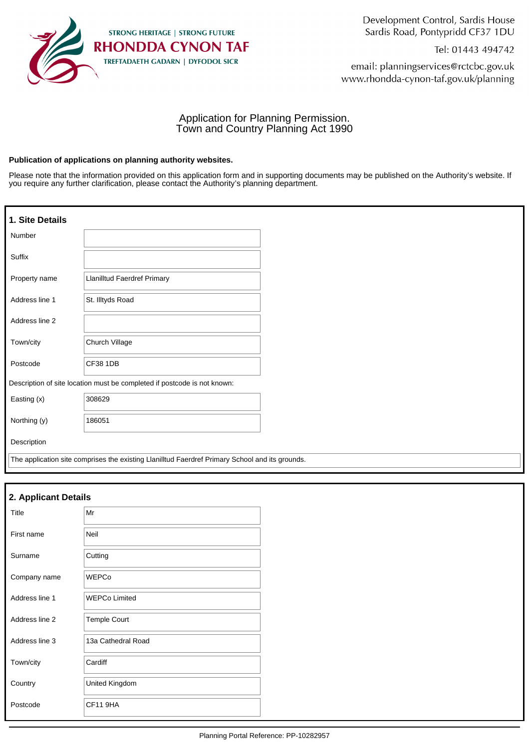STRONG HERITAGE | STRONG FUTURE
RHONDDA CYNON TAF
TREFTADAETH GADARN | DYFODOL SICR

Development Control, Sardis House
Sardis Road, Pontypridd CF37 1DU

Tel: 01443 494742

email: planningservices@rctcbc.gov.uk
www.rhondda-cynon-taf.gov.uk/planning

# Application for Planning Permission.
# Town and Country Planning Act 1990

**Publication of applications on planning authority websites.**

Please note that the information provided on this application form and in supporting documents may be published on the Authority's website. If you require any further clarification, please contact the Authority's planning department.

## 1. Site Details

| | |
|---|---|
| Number | |
| Suffix | |
| Property name | Llanilltud Faerdref Primary |
| Address line 1 | St. Illtyds Road |
| Address line 2 | |
| Town/city | Church Village |
| Postcode | CF38 1DB |

Description of site location must be completed if postcode is not known:

| | |
|---|---|
| Easting (x) | 308629 |
| Northing (y) | 186051 |

Description

The application site comprises the existing Llanilltud Faerdref Primary School and its grounds.

## 2. Applicant Details

| | |
|---|---|
| Title | Mr |
| First name | Neil |
| Surname | Cutting |
| Company name | WEPCo |
| Address line 1 | WEPCo Limited |
| Address line 2 | Temple Court |
| Address line 3 | 13a Cathedral Road |
| Town/city | Cardiff |
| Country | United Kingdom |
| Postcode | CF11 9HA |

Planning Portal Reference: PP-10282957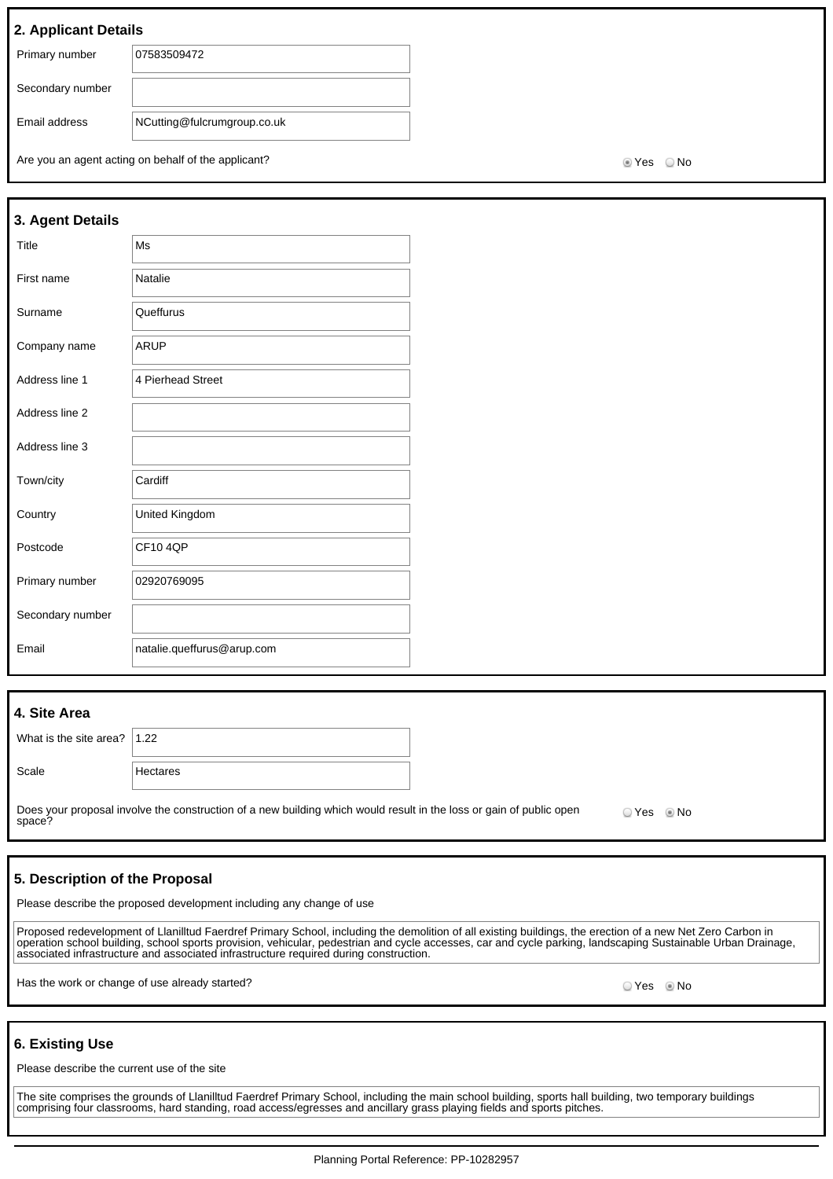## 2. Applicant Details

| | |
|---|---|
| Primary number | 07583509472 |
| Secondary number | |
| Email address | NCutting@fulcrumgroup.co.uk |

Are you an agent acting on behalf of the applicant? ◉ Yes ○ No

## 3. Agent Details

| | |
|---|---|
| Title | Ms |
| First name | Natalie |
| Surname | Queffurus |
| Company name | ARUP |
| Address line 1 | 4 Pierhead Street |
| Address line 2 | |
| Address line 3 | |
| Town/city | Cardiff |
| Country | United Kingdom |
| Postcode | CF10 4QP |
| Primary number | 02920769095 |
| Secondary number | |
| Email | natalie.queffurus@arup.com |

## 4. Site Area

| | |
|---|---|
| What is the site area? | 1.22 |
| Scale | Hectares |

Does your proposal involve the construction of a new building which would result in the loss or gain of public open space? ○ Yes ◉ No

## 5. Description of the Proposal

Please describe the proposed development including any change of use

Proposed redevelopment of Llanilltud Faerdref Primary School, including the demolition of all existing buildings, the erection of a new Net Zero Carbon in operation school building, school sports provision, vehicular, pedestrian and cycle accesses, car and cycle parking, landscaping Sustainable Urban Drainage, associated infrastructure and associated infrastructure required during construction.

Has the work or change of use already started? ○ Yes ◉ No

## 6. Existing Use

Please describe the current use of the site

The site comprises the grounds of Llanilltud Faerdref Primary School, including the main school building, sports hall building, two temporary buildings comprising four classrooms, hard standing, road access/egresses and ancillary grass playing fields and sports pitches.

Planning Portal Reference: PP-10282957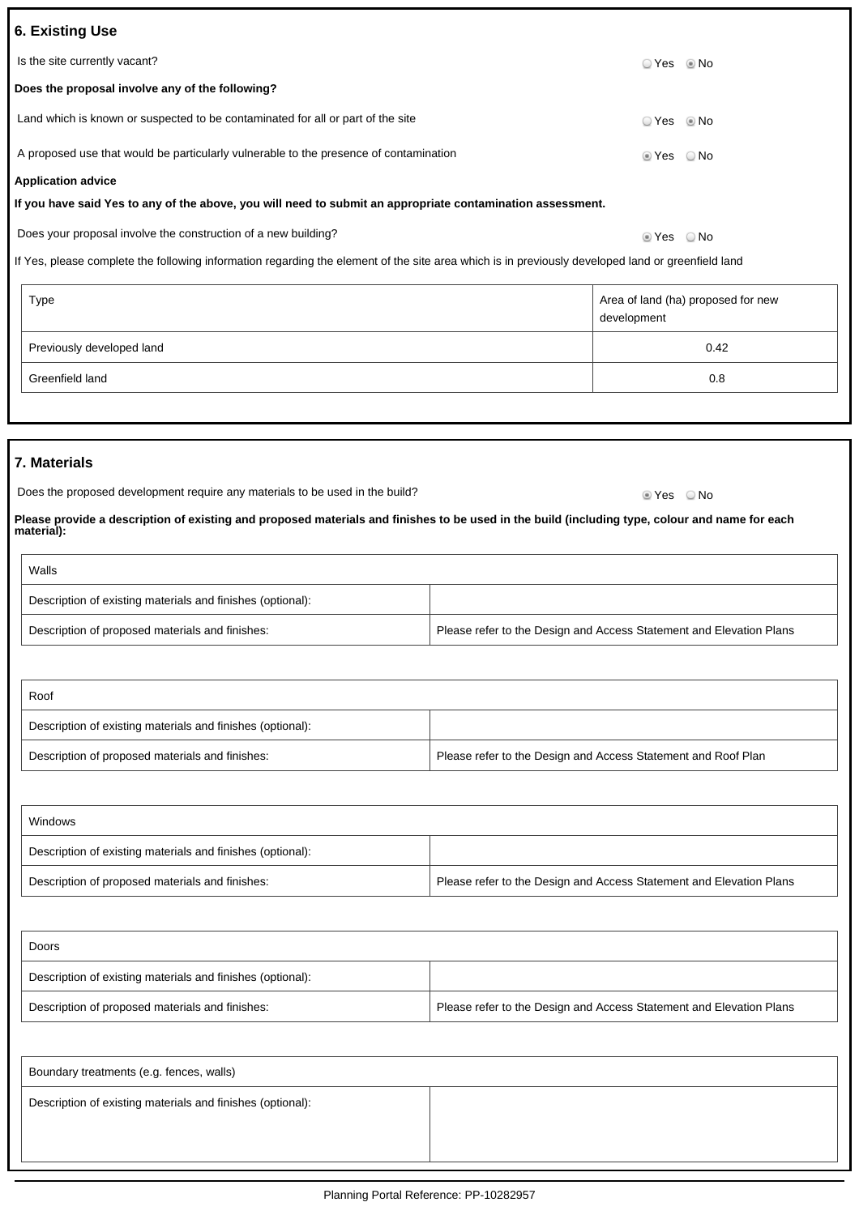## 6. Existing Use

Is the site currently vacant? ○ Yes ◉ No

**Does the proposal involve any of the following?**

Land which is known or suspected to be contaminated for all or part of the site ○ Yes ◉ No

A proposed use that would be particularly vulnerable to the presence of contamination ◉ Yes ○ No

**Application advice**

**If you have said Yes to any of the above, you will need to submit an appropriate contamination assessment.**

Does your proposal involve the construction of a new building? ◉ Yes ○ No

If Yes, please complete the following information regarding the element of the site area which is in previously developed land or greenfield land

| Type | Area of land (ha) proposed for new development |
|---|---|
| Previously developed land | 0.42 |
| Greenfield land | 0.8 |

## 7. Materials

Does the proposed development require any materials to be used in the build? ◉ Yes ○ No

**Please provide a description of existing and proposed materials and finishes to be used in the build (including type, colour and name for each material):**

| Walls | |
|---|---|
| Description of existing materials and finishes (optional): | |
| Description of proposed materials and finishes: | Please refer to the Design and Access Statement and Elevation Plans |

| Roof | |
|---|---|
| Description of existing materials and finishes (optional): | |
| Description of proposed materials and finishes: | Please refer to the Design and Access Statement and Roof Plan |

| Windows | |
|---|---|
| Description of existing materials and finishes (optional): | |
| Description of proposed materials and finishes: | Please refer to the Design and Access Statement and Elevation Plans |

| Doors | |
|---|---|
| Description of existing materials and finishes (optional): | |
| Description of proposed materials and finishes: | Please refer to the Design and Access Statement and Elevation Plans |

| Boundary treatments (e.g. fences, walls) | |
|---|---|
| Description of existing materials and finishes (optional): | |

Planning Portal Reference: PP-10282957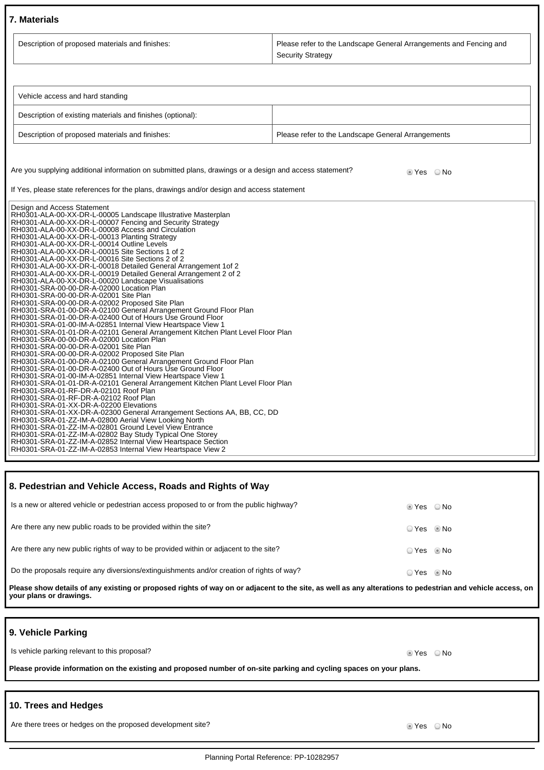## 7. Materials

| Description of proposed materials and finishes: | Please refer to the Landscape General Arrangements and Fencing and Security Strategy |
|---|---|

| Vehicle access and hard standing | |
|---|---|
| Description of existing materials and finishes (optional): | |
| Description of proposed materials and finishes: | Please refer to the Landscape General Arrangements |

Are you supplying additional information on submitted plans, drawings or a design and access statement? ◉ Yes ○ No

If Yes, please state references for the plans, drawings and/or design and access statement

Design and Access Statement
RH0301-ALA-00-XX-DR-L-00005 Landscape Illustrative Masterplan
RH0301-ALA-00-XX-DR-L-00007 Fencing and Security Strategy
RH0301-ALA-00-XX-DR-L-00008 Access and Circulation
RH0301-ALA-00-XX-DR-L-00013 Planting Strategy
RH0301-ALA-00-XX-DR-L-00014 Outline Levels
RH0301-ALA-00-XX-DR-L-00015 Site Sections 1 of 2
RH0301-ALA-00-XX-DR-L-00016 Site Sections 2 of 2
RH0301-ALA-00-XX-DR-L-00018 Detailed General Arrangement 1of 2
RH0301-ALA-00-XX-DR-L-00019 Detailed General Arrangement 2 of 2
RH0301-ALA-00-XX-DR-L-00020 Landscape Visualisations
RH0301-SRA-00-00-DR-A-02000 Location Plan
RH0301-SRA-00-00-DR-A-02001 Site Plan
RH0301-SRA-00-00-DR-A-02002 Proposed Site Plan
RH0301-SRA-01-00-DR-A-02100 General Arrangement Ground Floor Plan
RH0301-SRA-01-00-DR-A-02400 Out of Hours Use Ground Floor
RH0301-SRA-01-00-IM-A-02851 Internal View Heartspace View 1
RH0301-SRA-01-01-DR-A-02101 General Arrangement Kitchen Plant Level Floor Plan
RH0301-SRA-00-00-DR-A-02000 Location Plan
RH0301-SRA-00-00-DR-A-02001 Site Plan
RH0301-SRA-00-00-DR-A-02002 Proposed Site Plan
RH0301-SRA-01-00-DR-A-02100 General Arrangement Ground Floor Plan
RH0301-SRA-01-00-DR-A-02400 Out of Hours Use Ground Floor
RH0301-SRA-01-00-IM-A-02851 Internal View Heartspace View 1
RH0301-SRA-01-01-DR-A-02101 General Arrangement Kitchen Plant Level Floor Plan
RH0301-SRA-01-RF-DR-A-02101 Roof Plan
RH0301-SRA-01-RF-DR-A-02102 Roof Plan
RH0301-SRA-01-XX-DR-A-02200 Elevations
RH0301-SRA-01-XX-DR-A-02300 General Arrangement Sections AA, BB, CC, DD
RH0301-SRA-01-ZZ-IM-A-02800 Aerial View Looking North
RH0301-SRA-01-ZZ-IM-A-02801 Ground Level View Entrance
RH0301-SRA-01-ZZ-IM-A-02802 Bay Study Typical One Storey
RH0301-SRA-01-ZZ-IM-A-02852 Internal View Heartspace Section
RH0301-SRA-01-ZZ-IM-A-02853 Internal View Heartspace View 2

## 8. Pedestrian and Vehicle Access, Roads and Rights of Way

Is a new or altered vehicle or pedestrian access proposed to or from the public highway? ◉ Yes ○ No

Are there any new public roads to be provided within the site? ○ Yes ◉ No

Are there any new public rights of way to be provided within or adjacent to the site? ○ Yes ◉ No

Do the proposals require any diversions/extinguishments and/or creation of rights of way? ○ Yes ◉ No

**Please show details of any existing or proposed rights of way on or adjacent to the site, as well as any alterations to pedestrian and vehicle access, on your plans or drawings.**

## 9. Vehicle Parking

Is vehicle parking relevant to this proposal? ◉ Yes ○ No

**Please provide information on the existing and proposed number of on-site parking and cycling spaces on your plans.**

## 10. Trees and Hedges

Are there trees or hedges on the proposed development site? ◉ Yes ○ No

Planning Portal Reference: PP-10282957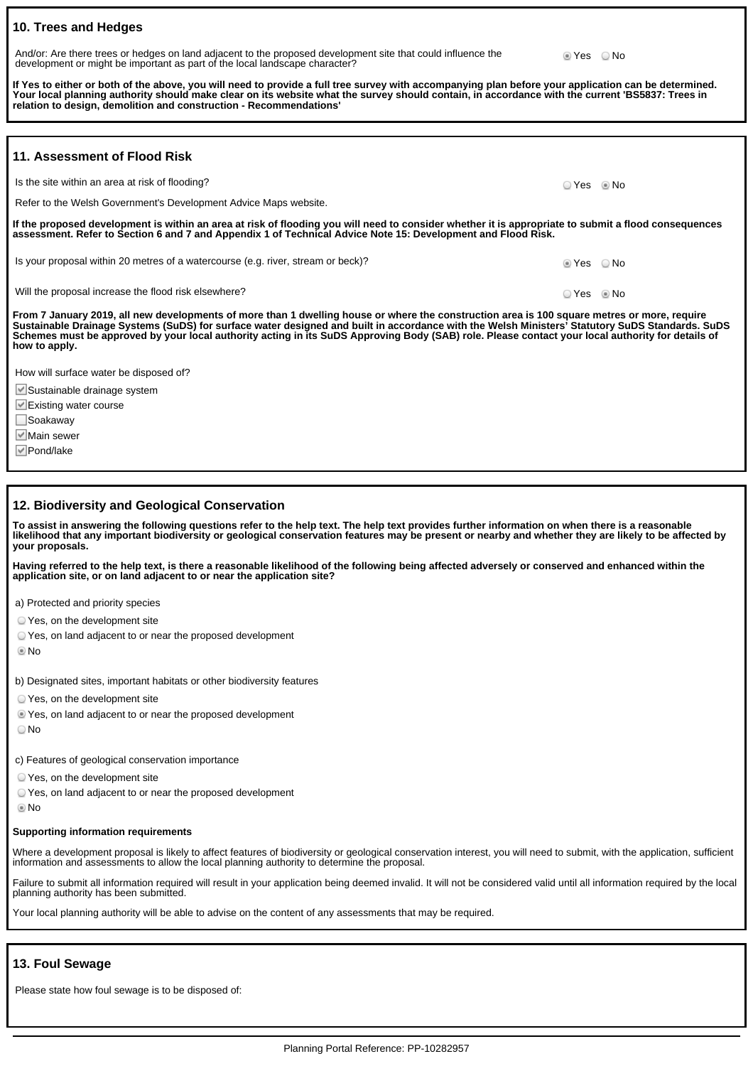## 10. Trees and Hedges

And/or: Are there trees or hedges on land adjacent to the proposed development site that could influence the development or might be important as part of the local landscape character?

◉ Yes ○ No

**If Yes to either or both of the above, you will need to provide a full tree survey with accompanying plan before your application can be determined. Your local planning authority should make clear on its website what the survey should contain, in accordance with the current 'BS5837: Trees in relation to design, demolition and construction - Recommendations'**

## 11. Assessment of Flood Risk

Is the site within an area at risk of flooding?

○ Yes ◉ No

Refer to the Welsh Government's Development Advice Maps website.

**If the proposed development is within an area at risk of flooding you will need to consider whether it is appropriate to submit a flood consequences assessment. Refer to Section 6 and 7 and Appendix 1 of Technical Advice Note 15: Development and Flood Risk.**

Is your proposal within 20 metres of a watercourse (e.g. river, stream or beck)?

◉ Yes ○ No

Will the proposal increase the flood risk elsewhere?

○ Yes ◉ No

**From 7 January 2019, all new developments of more than 1 dwelling house or where the construction area is 100 square metres or more, require Sustainable Drainage Systems (SuDS) for surface water designed and built in accordance with the Welsh Ministers' Statutory SuDS Standards. SuDS Schemes must be approved by your local authority acting in its SuDS Approving Body (SAB) role. Please contact your local authority for details of how to apply.**

How will surface water be disposed of?

- [x] Sustainable drainage system
- [x] Existing water course
- [ ] Soakaway
- [x] Main sewer
- [x] Pond/lake

## 12. Biodiversity and Geological Conservation

**To assist in answering the following questions refer to the help text. The help text provides further information on when there is a reasonable likelihood that any important biodiversity or geological conservation features may be present or nearby and whether they are likely to be affected by your proposals.**

**Having referred to the help text, is there a reasonable likelihood of the following being affected adversely or conserved and enhanced within the application site, or on land adjacent to or near the application site?**

a) Protected and priority species

○ Yes, on the development site
○ Yes, on land adjacent to or near the proposed development
◉ No

b) Designated sites, important habitats or other biodiversity features

○ Yes, on the development site
◉ Yes, on land adjacent to or near the proposed development
○ No

c) Features of geological conservation importance

○ Yes, on the development site
○ Yes, on land adjacent to or near the proposed development
◉ No

**Supporting information requirements**

Where a development proposal is likely to affect features of biodiversity or geological conservation interest, you will need to submit, with the application, sufficient information and assessments to allow the local planning authority to determine the proposal.

Failure to submit all information required will result in your application being deemed invalid. It will not be considered valid until all information required by the local planning authority has been submitted.

Your local planning authority will be able to advise on the content of any assessments that may be required.

## 13. Foul Sewage

Please state how foul sewage is to be disposed of:

Planning Portal Reference: PP-10282957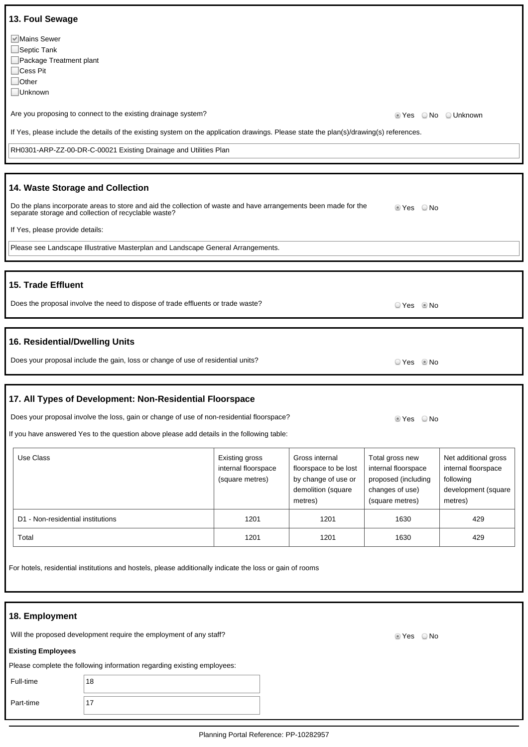## 13. Foul Sewage

- [x] Mains Sewer
- [ ] Septic Tank
- [ ] Package Treatment plant
- [ ] Cess Pit
- [ ] Other
- [ ] Unknown

Are you proposing to connect to the existing drainage system?

(•) Yes ( ) No ( ) Unknown

If Yes, please include the details of the existing system on the application drawings. Please state the plan(s)/drawing(s) references.

RH0301-ARP-ZZ-00-DR-C-00021 Existing Drainage and Utilities Plan

## 14. Waste Storage and Collection

Do the plans incorporate areas to store and aid the collection of waste and have arrangements been made for the separate storage and collection of recyclable waste?

(•) Yes ( ) No

If Yes, please provide details:

Please see Landscape Illustrative Masterplan and Landscape General Arrangements.

## 15. Trade Effluent

Does the proposal involve the need to dispose of trade effluents or trade waste?

( ) Yes (•) No

## 16. Residential/Dwelling Units

Does your proposal include the gain, loss or change of use of residential units?

( ) Yes (•) No

## 17. All Types of Development: Non-Residential Floorspace

Does your proposal involve the loss, gain or change of use of non-residential floorspace?

(•) Yes ( ) No

If you have answered Yes to the question above please add details in the following table:

| Use Class | Existing gross internal floorspace (square metres) | Gross internal floorspace to be lost by change of use or demolition (square metres) | Total gross new internal floorspace proposed (including changes of use) (square metres) | Net additional gross internal floorspace following development (square metres) |
|---|---|---|---|---|
| D1 - Non-residential institutions | 1201 | 1201 | 1630 | 429 |
| Total | 1201 | 1201 | 1630 | 429 |

For hotels, residential institutions and hostels, please additionally indicate the loss or gain of rooms

## 18. Employment

Will the proposed development require the employment of any staff?

(•) Yes ( ) No

**Existing Employees**

Please complete the following information regarding existing employees:

| | |
|---|---|
| Full-time | 18 |
| Part-time | 17 |

Planning Portal Reference: PP-10282957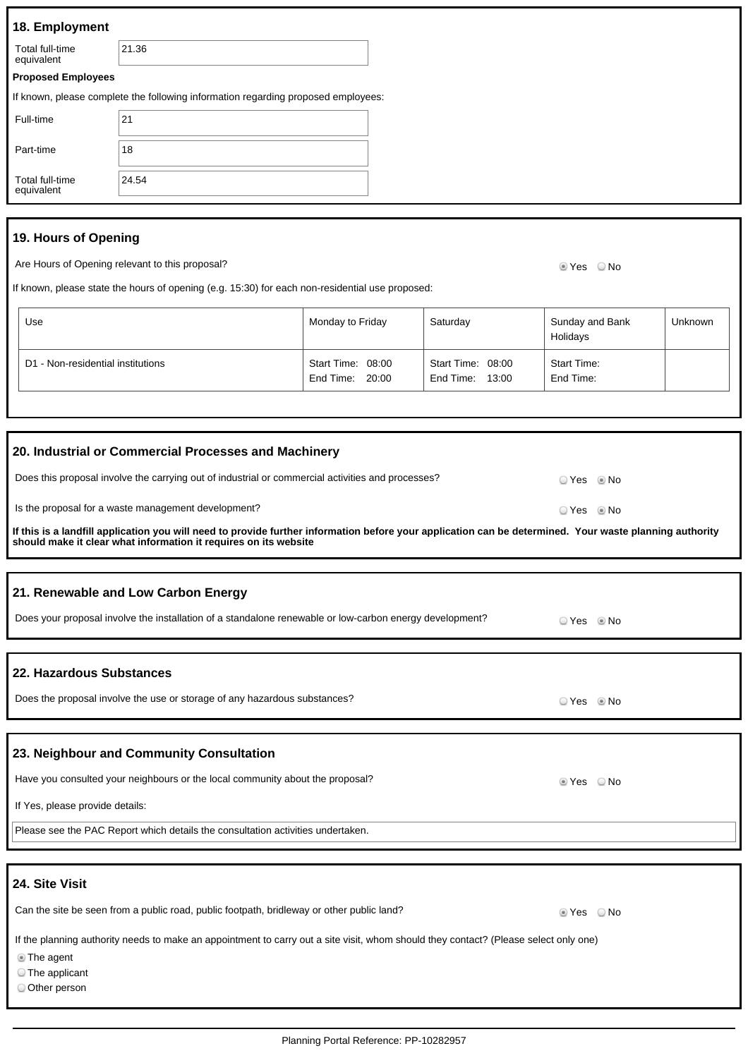## 18. Employment

| | |
|---|---|
| Total full-time equivalent | 21.36 |

**Proposed Employees**

If known, please complete the following information regarding proposed employees:

| | |
|---|---|
| Full-time | 21 |
| Part-time | 18 |
| Total full-time equivalent | 24.54 |

## 19. Hours of Opening

Are Hours of Opening relevant to this proposal? ◉ Yes ○ No

If known, please state the hours of opening (e.g. 15:30) for each non-residential use proposed:

| Use | Monday to Friday | Saturday | Sunday and Bank Holidays | Unknown |
|---|---|---|---|---|
| D1 - Non-residential institutions | Start Time: 08:00 End Time: 20:00 | Start Time: 08:00 End Time: 13:00 | Start Time: End Time: | |

## 20. Industrial or Commercial Processes and Machinery

Does this proposal involve the carrying out of industrial or commercial activities and processes? ○ Yes ◉ No

Is the proposal for a waste management development? ○ Yes ◉ No

**If this is a landfill application you will need to provide further information before your application can be determined. Your waste planning authority should make it clear what information it requires on its website**

## 21. Renewable and Low Carbon Energy

Does your proposal involve the installation of a standalone renewable or low-carbon energy development? ○ Yes ◉ No

## 22. Hazardous Substances

Does the proposal involve the use or storage of any hazardous substances? ○ Yes ◉ No

## 23. Neighbour and Community Consultation

Have you consulted your neighbours or the local community about the proposal? ◉ Yes ○ No

If Yes, please provide details:

Please see the PAC Report which details the consultation activities undertaken.

## 24. Site Visit

Can the site be seen from a public road, public footpath, bridleway or other public land? ◉ Yes ○ No

If the planning authority needs to make an appointment to carry out a site visit, whom should they contact? (Please select only one)

◉ The agent
○ The applicant
○ Other person

Planning Portal Reference: PP-10282957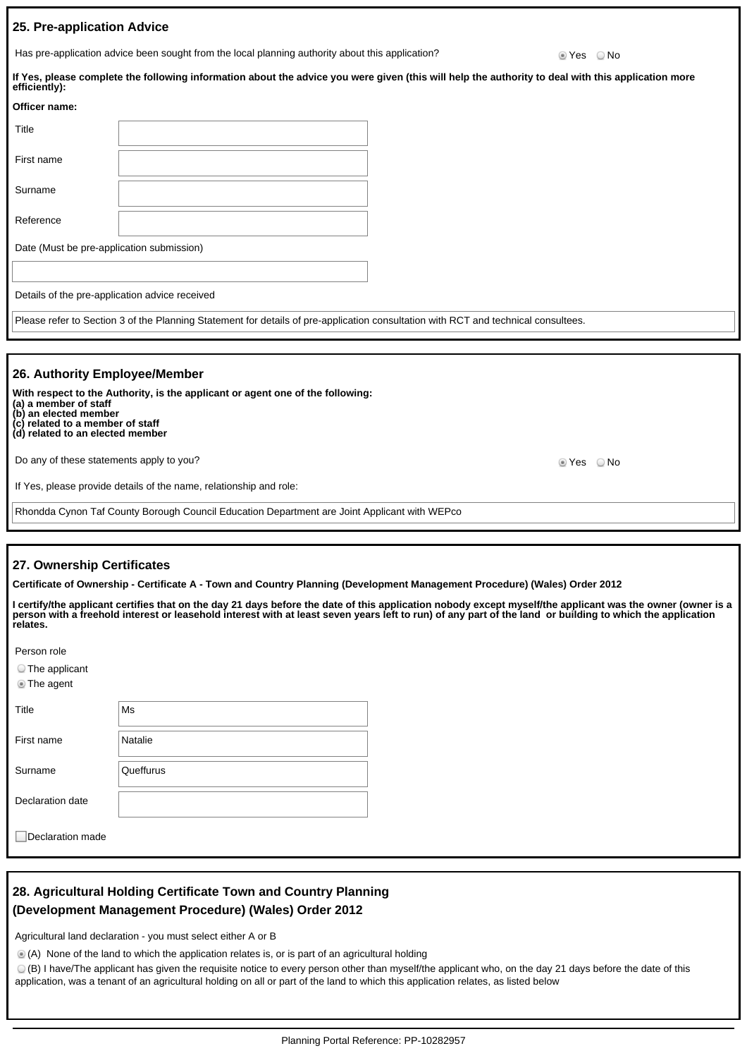## 25. Pre-application Advice

Has pre-application advice been sought from the local planning authority about this application? ◉ Yes ○ No

**If Yes, please complete the following information about the advice you were given (this will help the authority to deal with this application more efficiently):**

**Officer name:**

| | |
|---|---|
| Title | |
| First name | |
| Surname | |
| Reference | |

Date (Must be pre-application submission)

Details of the pre-application advice received

Please refer to Section 3 of the Planning Statement for details of pre-application consultation with RCT and technical consultees.

## 26. Authority Employee/Member

**With respect to the Authority, is the applicant or agent one of the following:**
**(a) a member of staff**
**(b) an elected member**
**(c) related to a member of staff**
**(d) related to an elected member**

Do any of these statements apply to you? ◉ Yes ○ No

If Yes, please provide details of the name, relationship and role:

Rhondda Cynon Taf County Borough Council Education Department are Joint Applicant with WEPco

## 27. Ownership Certificates

**Certificate of Ownership - Certificate A - Town and Country Planning (Development Management Procedure) (Wales) Order 2012**

**I certify/the applicant certifies that on the day 21 days before the date of this application nobody except myself/the applicant was the owner (owner is a person with a freehold interest or leasehold interest with at least seven years left to run) of any part of the land or building to which the application relates.**

Person role

○ The applicant
◉ The agent

| | |
|---|---|
| Title | Ms |
| First name | Natalie |
| Surname | Queffurus |
| Declaration date | |

☐ Declaration made

## 28. Agricultural Holding Certificate Town and Country Planning (Development Management Procedure) (Wales) Order 2012

Agricultural land declaration - you must select either A or B

◉ (A) None of the land to which the application relates is, or is part of an agricultural holding

○ (B) I have/The applicant has given the requisite notice to every person other than myself/the applicant who, on the day 21 days before the date of this application, was a tenant of an agricultural holding on all or part of the land to which this application relates, as listed below

Planning Portal Reference: PP-10282957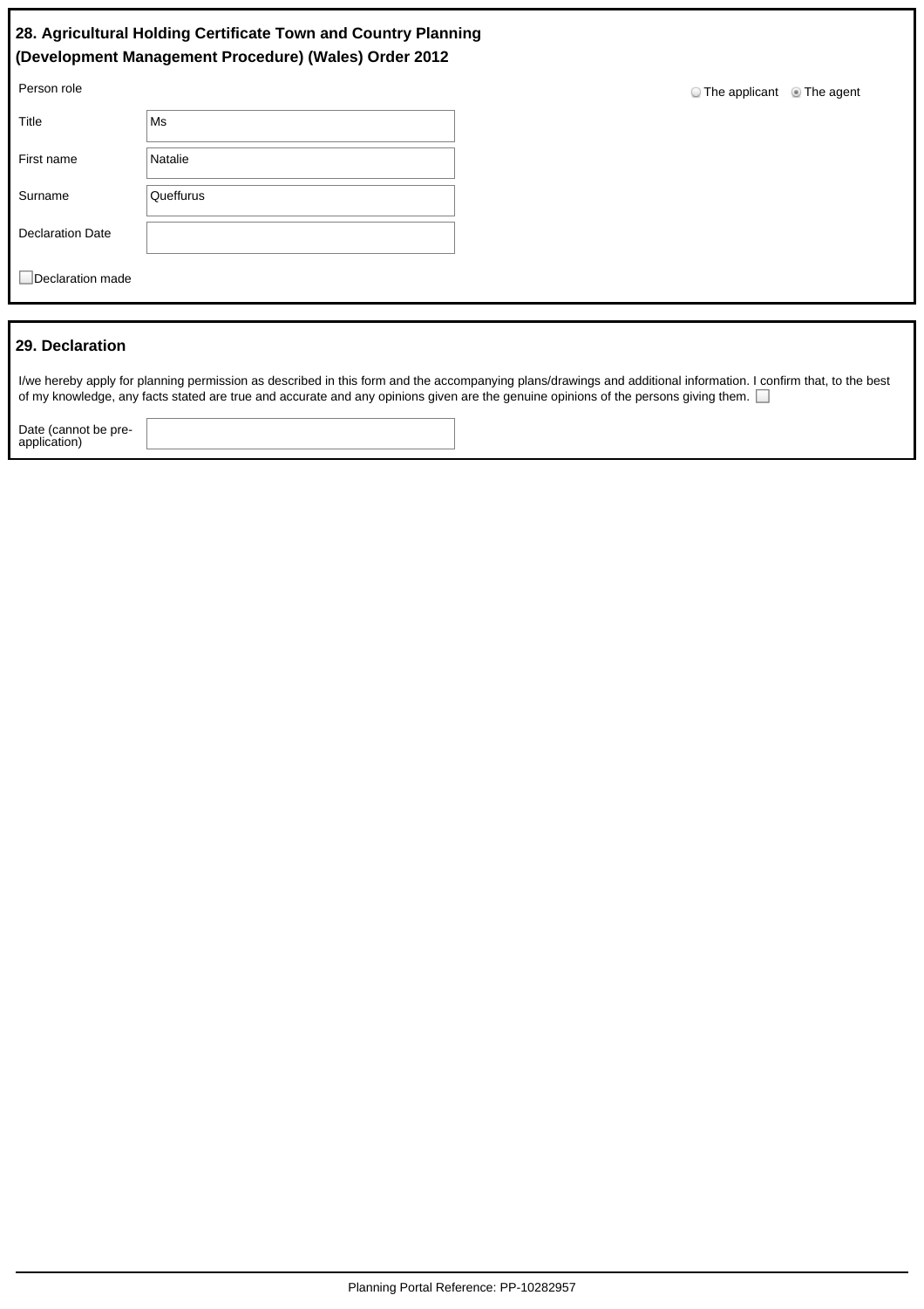## 28. Agricultural Holding Certificate Town and Country Planning (Development Management Procedure) (Wales) Order 2012

Person role ○ The applicant ◉ The agent

| | |
|---|---|
| Title | Ms |
| First name | Natalie |
| Surname | Queffurus |
| Declaration Date | |

☐ Declaration made

## 29. Declaration

I/we hereby apply for planning permission as described in this form and the accompanying plans/drawings and additional information. I confirm that, to the best of my knowledge, any facts stated are true and accurate and any opinions given are the genuine opinions of the persons giving them. ☐

| | |
|---|---|
| Date (cannot be pre-application) | |

Planning Portal Reference: PP-10282957